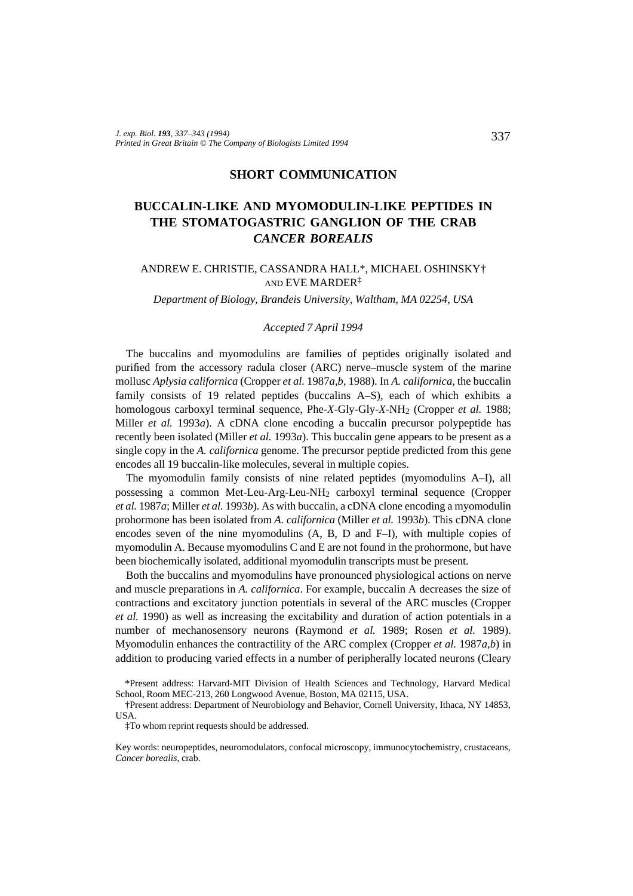**SHORT COMMUNICATION**

# BUCCALIN-LIKE AND MYOMODULIN-LIKE PEPTIDES IN THE STOMATOGASTRIC GANGLION OF THE CRAB *CANCER BOREALIS*

ANDREW E. CHRISTIE, CASSANDRA HALL*, MICHAEL OSHINSKY† AND EVE MARDER‡

*Department of Biology, Brandeis University, Waltham, MA 02254, USA*

*Accepted 7 April 1994*

The buccalins and myomodulins are families of peptides originally isolated and purified from the accessory radula closer (ARC) nerve–muscle system of the marine mollusc *Aplysia californica* (Cropper *et al.* 1987*a*,*b*, 1988). In *A. californica*, the buccalin family consists of 19 related peptides (buccalins A–S), each of which exhibits a homologous carboxyl terminal sequence, Phe-*X*-Gly-Gly-*X*-$NH_2$ (Cropper *et al.* 1988; Miller *et al.* 1993*a*). A cDNA clone encoding a buccalin precursor polypeptide has recently been isolated (Miller *et al.* 1993*a*). This buccalin gene appears to be present as a single copy in the *A. californica* genome. The precursor peptide predicted from this gene encodes all 19 buccalin-like molecules, several in multiple copies.

The myomodulin family consists of nine related peptides (myomodulins A–I), all possessing a common Met-Leu-Arg-Leu-$NH_2$ carboxyl terminal sequence (Cropper *et al.* 1987*a*; Miller *et al.* 1993*b*). A cDNA clone encoding a myomodulin prohormone has been isolated from *A. californica* (Miller *et al.* 1993*b*). This cDNA clone encodes seven of the nine myomodulins (A, B, D and F–I), with multiple copies of myomodulin A. Because myomodulins C and E are not found in the prohormone, but have been biochemically isolated, additional myomodulin transcripts must be present.

Both the buccalins and myomodulins have pronounced physiological actions on nerve and muscle preparations in *A. californica*. For example, buccalin A decreases the size of contractions and excitatory junction potentials in several of the ARC muscles (Cropper *et al.* 1990) as well as increasing the excitability and duration of action potentials in a number of mechanosensory neurons (Raymond *et al.* 1989; Rosen *et al.* 1989). Myomodulin enhances the contractility of the ARC complex (Cropper *et al.* 1987*a*,*b*) in addition to producing varied effects in a number of peripherally located neurons (Cleary

*Present address: Harvard-MIT Division of Health Sciences and Technology, Harvard Medical School, Room MEC-213, 260 Longwood Avenue, Boston, MA 02115, USA.

†Present address: Department of Neurobiology and Behavior, Cornell University, Ithaca, NY 14853, USA.

‡To whom reprint requests should be addressed.

Key words: neuropeptides, neuromodulators, confocal microscopy, immunocytochemistry, crustaceans, *Cancer borealis*, crab.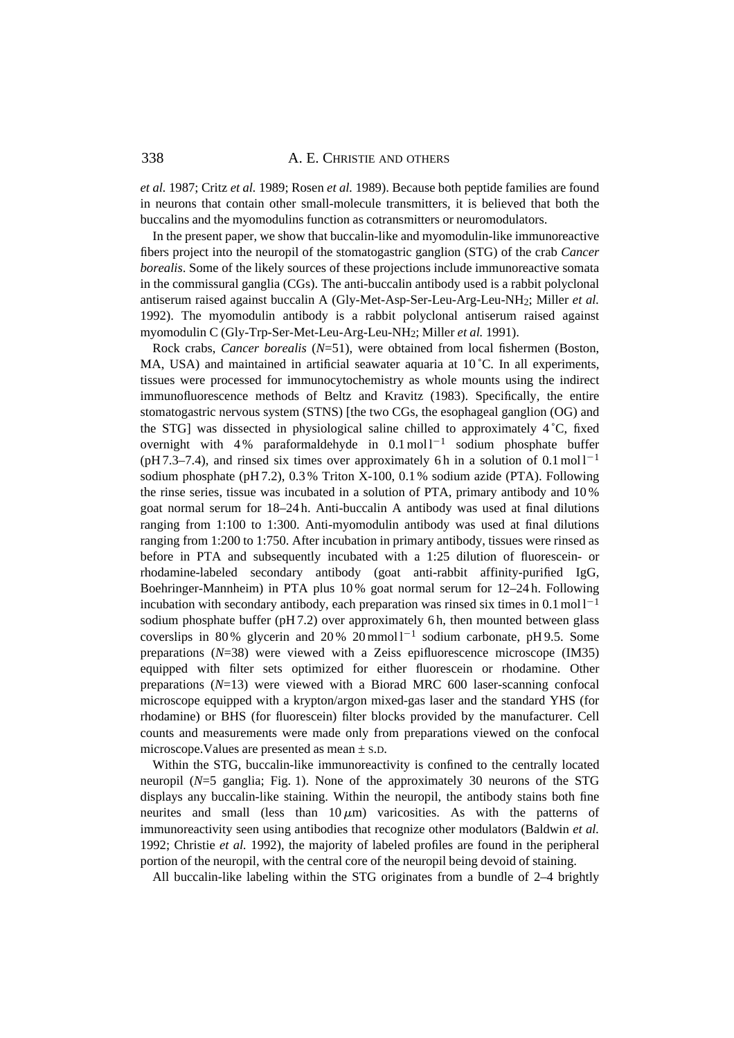*et al.* 1987; Critz *et al.* 1989; Rosen *et al.* 1989). Because both peptide families are found in neurons that contain other small-molecule transmitters, it is believed that both the buccalins and the myomodulins function as cotransmitters or neuromodulators.

In the present paper, we show that buccalin-like and myomodulin-like immunoreactive fibers project into the neuropil of the stomatogastric ganglion (STG) of the crab *Cancer borealis*. Some of the likely sources of these projections include immunoreactive somata in the commissural ganglia (CGs). The anti-buccalin antibody used is a rabbit polyclonal antiserum raised against buccalin A (Gly-Met-Asp-Ser-Leu-Arg-Leu-$NH_2$; Miller *et al.* 1992). The myomodulin antibody is a rabbit polyclonal antiserum raised against myomodulin C (Gly-Trp-Ser-Met-Leu-Arg-Leu-$NH_2$; Miller *et al.* 1991).

Rock crabs, *Cancer borealis* ($N$=51), were obtained from local fishermen (Boston, MA, USA) and maintained in artificial seawater aquaria at 10 ˚C. In all experiments, tissues were processed for immunocytochemistry as whole mounts using the indirect immunofluorescence methods of Beltz and Kravitz (1983). Specifically, the entire stomatogastric nervous system (STNS) [the two CGs, the esophageal ganglion (OG) and the STG] was dissected in physiological saline chilled to approximately 4 ˚C, fixed overnight with 4 % paraformaldehyde in 0.1 $\mathrm{mol\,l^{-1}}$ sodium phosphate buffer (pH 7.3–7.4), and rinsed six times over approximately 6 h in a solution of 0.1 $\mathrm{mol\,l^{-1}}$ sodium phosphate (pH 7.2), 0.3 % Triton X-100, 0.1 % sodium azide (PTA). Following the rinse series, tissue was incubated in a solution of PTA, primary antibody and 10 % goat normal serum for 18–24 h. Anti-buccalin A antibody was used at final dilutions ranging from 1:100 to 1:300. Anti-myomodulin antibody was used at final dilutions ranging from 1:200 to 1:750. After incubation in primary antibody, tissues were rinsed as before in PTA and subsequently incubated with a 1:25 dilution of fluorescein- or rhodamine-labeled secondary antibody (goat anti-rabbit affinity-purified IgG, Boehringer-Mannheim) in PTA plus 10 % goat normal serum for 12–24 h. Following incubation with secondary antibody, each preparation was rinsed six times in 0.1 $\mathrm{mol\,l^{-1}}$ sodium phosphate buffer (pH 7.2) over approximately 6 h, then mounted between glass coverslips in 80 % glycerin and 20 % 20 $\mathrm{mmol\,l^{-1}}$ sodium carbonate, pH 9.5. Some preparations ($N$=38) were viewed with a Zeiss epifluorescence microscope (IM35) equipped with filter sets optimized for either fluorescein or rhodamine. Other preparations ($N$=13) were viewed with a Biorad MRC 600 laser-scanning confocal microscope equipped with a krypton/argon mixed-gas laser and the standard YHS (for rhodamine) or BHS (for fluorescein) filter blocks provided by the manufacturer. Cell counts and measurements were made only from preparations viewed on the confocal microscope. Values are presented as mean ± S.D.

Within the STG, buccalin-like immunoreactivity is confined to the centrally located neuropil ($N$=5 ganglia; Fig. 1). None of the approximately 30 neurons of the STG displays any buccalin-like staining. Within the neuropil, the antibody stains both fine neurites and small (less than 10 $\mu$m) varicosities. As with the patterns of immunoreactivity seen using antibodies that recognize other modulators (Baldwin *et al.* 1992; Christie *et al.* 1992), the majority of labeled profiles are found in the peripheral portion of the neuropil, with the central core of the neuropil being devoid of staining.

All buccalin-like labeling within the STG originates from a bundle of 2–4 brightly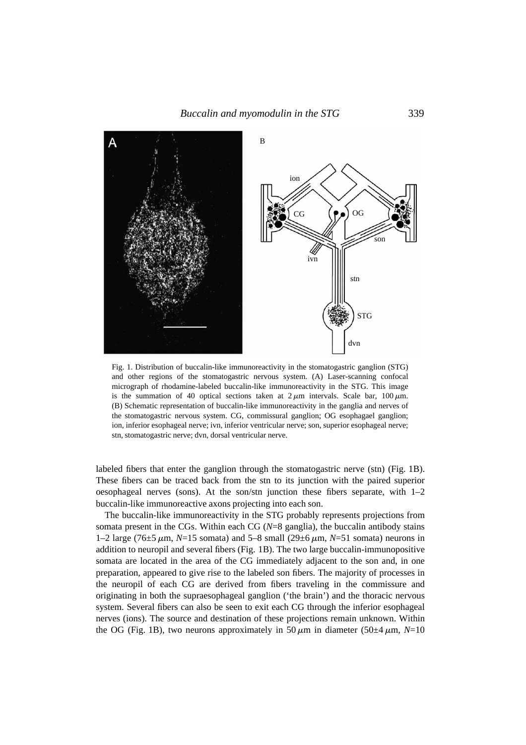Fig. 1. Distribution of buccalin-like immunoreactivity in the stomatogastric ganglion (STG) and other regions of the stomatogastric nervous system. (A) Laser-scanning confocal micrograph of rhodamine-labeled buccalin-like immunoreactivity in the STG. This image is the summation of 40 optical sections taken at $2\,\mu m$ intervals. Scale bar, $100\,\mu m$. (B) Schematic representation of buccalin-like immunoreactivity in the ganglia and nerves of the stomatogastric nervous system. CG, commissural ganglion; OG esophagael ganglion; ion, inferior esophageal nerve; ivn, inferior ventricular nerve; son, superior esophageal nerve; stn, stomatogastric nerve; dvn, dorsal ventricular nerve.

labeled fibers that enter the ganglion through the stomatogastric nerve (stn) (Fig. 1B). These fibers can be traced back from the stn to its junction with the paired superior oesophageal nerves (sons). At the son/stn junction these fibers separate, with 1–2 buccalin-like immunoreactive axons projecting into each son.

The buccalin-like immunoreactivity in the STG probably represents projections from somata present in the CGs. Within each CG (*N*=8 ganglia), the buccalin antibody stains 1–2 large ($76\pm5\,\mu m$, *N*=15 somata) and 5–8 small ($29\pm6\,\mu m$, *N*=51 somata) neurons in addition to neuropil and several fibers (Fig. 1B). The two large buccalin-immunopositive somata are located in the area of the CG immediately adjacent to the son and, in one preparation, appeared to give rise to the labeled son fibers. The majority of processes in the neuropil of each CG are derived from fibers traveling in the commissure and originating in both the supraesophageal ganglion ('the brain') and the thoracic nervous system. Several fibers can also be seen to exit each CG through the inferior esophageal nerves (ions). The source and destination of these projections remain unknown. Within the OG (Fig. 1B), two neurons approximately in $50\,\mu m$ in diameter ($50\pm4\,\mu m$, *N*=10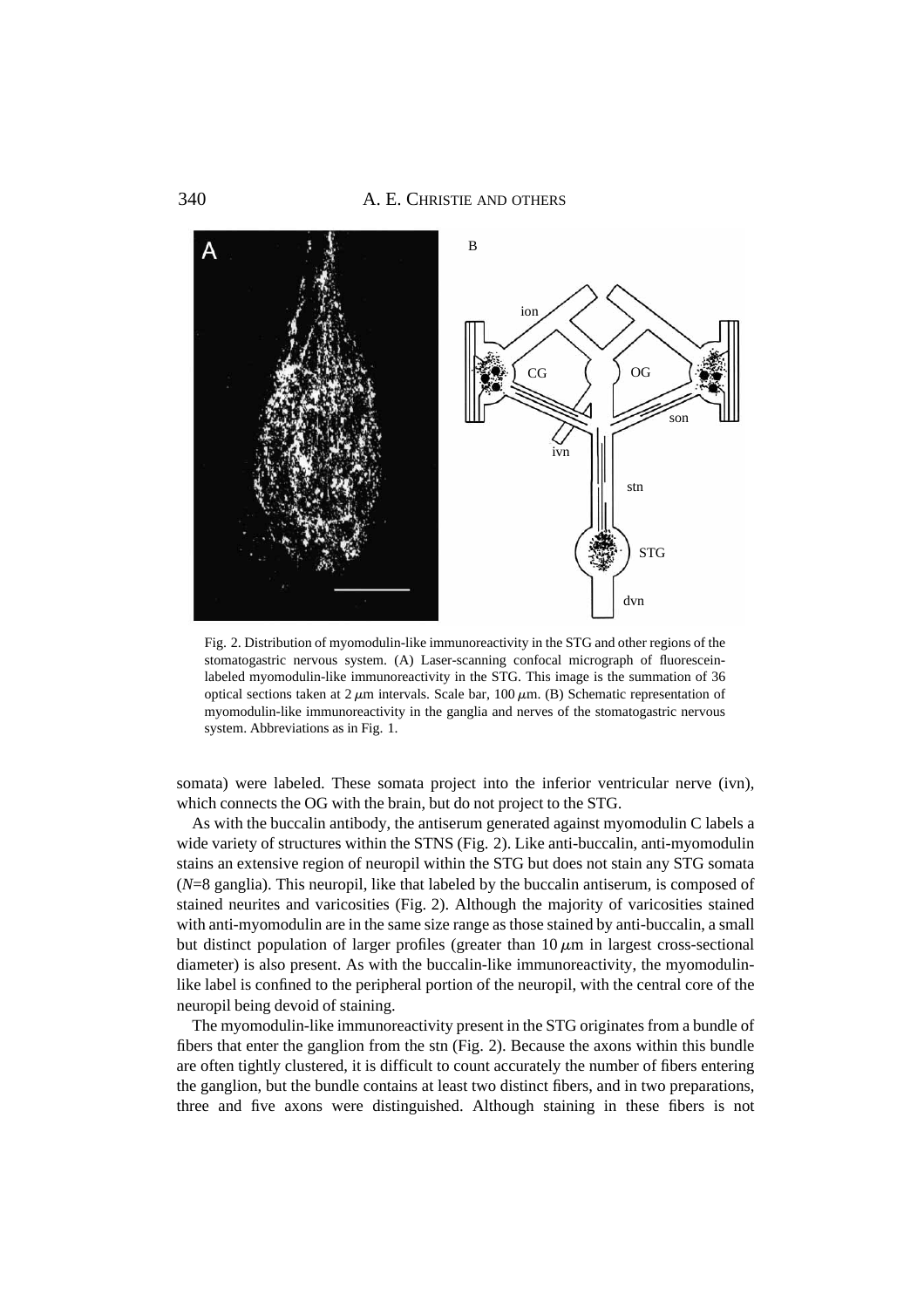Fig. 2. Distribution of myomodulin-like immunoreactivity in the STG and other regions of the stomatogastric nervous system. (A) Laser-scanning confocal micrograph of fluorescein-labeled myomodulin-like immunoreactivity in the STG. This image is the summation of 36 optical sections taken at 2 μm intervals. Scale bar, 100 μm. (B) Schematic representation of myomodulin-like immunoreactivity in the ganglia and nerves of the stomatogastric nervous system. Abbreviations as in Fig. 1.

somata) were labeled. These somata project into the inferior ventricular nerve (ivn), which connects the OG with the brain, but do not project to the STG.

As with the buccalin antibody, the antiserum generated against myomodulin C labels a wide variety of structures within the STNS (Fig. 2). Like anti-buccalin, anti-myomodulin stains an extensive region of neuropil within the STG but does not stain any STG somata ($N$=8 ganglia). This neuropil, like that labeled by the buccalin antiserum, is composed of stained neurites and varicosities (Fig. 2). Although the majority of varicosities stained with anti-myomodulin are in the same size range as those stained by anti-buccalin, a small but distinct population of larger profiles (greater than 10 μm in largest cross-sectional diameter) is also present. As with the buccalin-like immunoreactivity, the myomodulin-like label is confined to the peripheral portion of the neuropil, with the central core of the neuropil being devoid of staining.

The myomodulin-like immunoreactivity present in the STG originates from a bundle of fibers that enter the ganglion from the stn (Fig. 2). Because the axons within this bundle are often tightly clustered, it is difficult to count accurately the number of fibers entering the ganglion, but the bundle contains at least two distinct fibers, and in two preparations, three and five axons were distinguished. Although staining in these fibers is not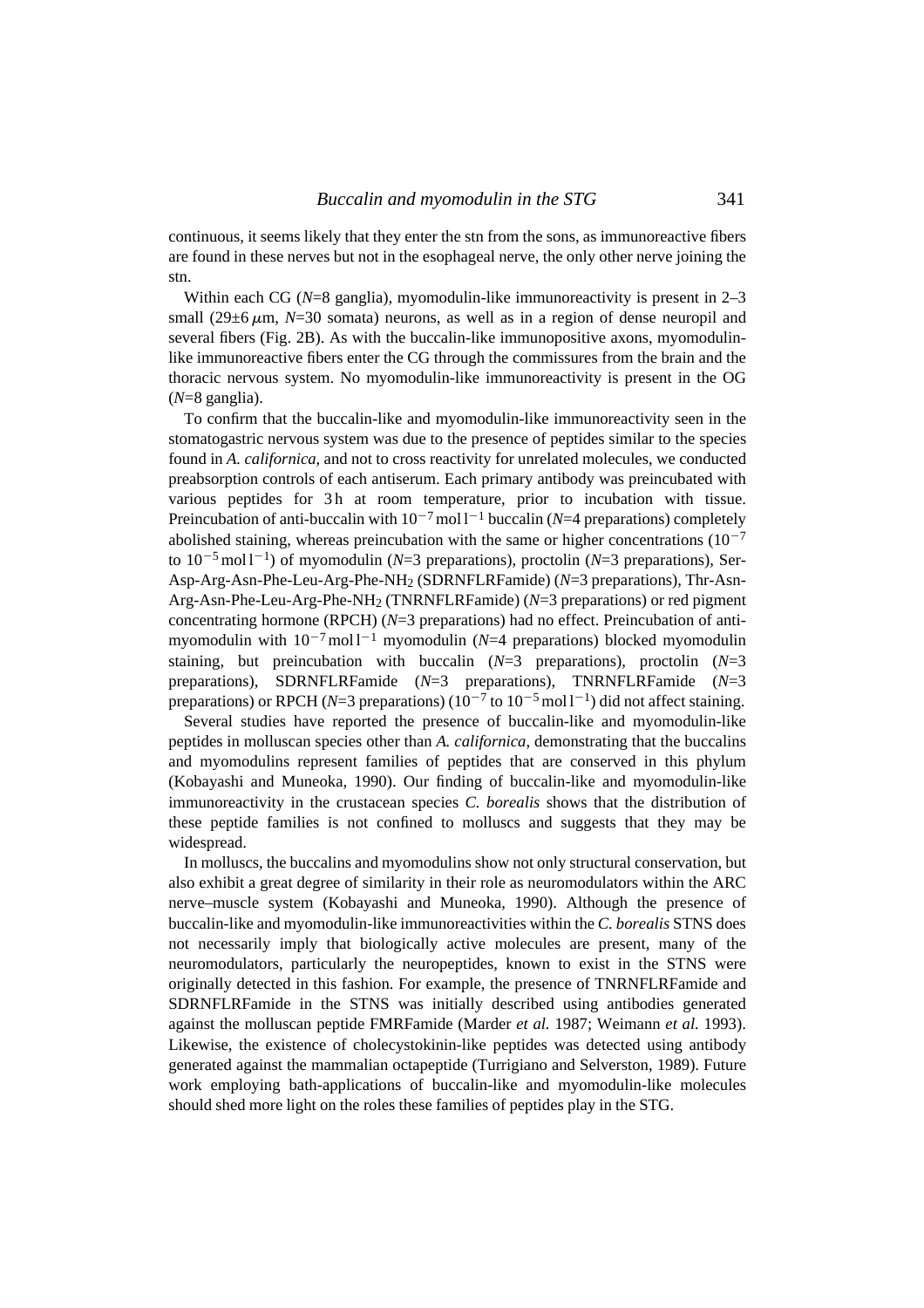continuous, it seems likely that they enter the stn from the sons, as immunoreactive fibers are found in these nerves but not in the esophageal nerve, the only other nerve joining the stn.

Within each CG ($N$=8 ganglia), myomodulin-like immunoreactivity is present in 2–3 small (29±6 $\mu$m, $N$=30 somata) neurons, as well as in a region of dense neuropil and several fibers (Fig. 2B). As with the buccalin-like immunopositive axons, myomodulin-like immunoreactive fibers enter the CG through the commissures from the brain and the thoracic nervous system. No myomodulin-like immunoreactivity is present in the OG ($N$=8 ganglia).

To confirm that the buccalin-like and myomodulin-like immunoreactivity seen in the stomatogastric nervous system was due to the presence of peptides similar to the species found in *A. californica*, and not to cross reactivity for unrelated molecules, we conducted preabsorption controls of each antiserum. Each primary antibody was preincubated with various peptides for 3 h at room temperature, prior to incubation with tissue. Preincubation of anti-buccalin with $10^{-7}$ mol l$^{-1}$ buccalin ($N$=4 preparations) completely abolished staining, whereas preincubation with the same or higher concentrations ($10^{-7}$ to $10^{-5}$ mol l$^{-1}$) of myomodulin ($N$=3 preparations), proctolin ($N$=3 preparations), Ser-Asp-Arg-Asn-Phe-Leu-Arg-Phe-$NH_2$ (SDRNFLRFamide) ($N$=3 preparations), Thr-Asn-Arg-Asn-Phe-Leu-Arg-Phe-$NH_2$ (TNRNFLRFamide) ($N$=3 preparations) or red pigment concentrating hormone (RPCH) ($N$=3 preparations) had no effect. Preincubation of anti-myomodulin with $10^{-7}$ mol l$^{-1}$ myomodulin ($N$=4 preparations) blocked myomodulin staining, but preincubation with buccalin ($N$=3 preparations), proctolin ($N$=3 preparations), SDRNFLRFamide ($N$=3 preparations), TNRNFLRFamide ($N$=3 preparations) or RPCH ($N$=3 preparations) ($10^{-7}$ to $10^{-5}$ mol l$^{-1}$) did not affect staining.

Several studies have reported the presence of buccalin-like and myomodulin-like peptides in molluscan species other than *A. californica*, demonstrating that the buccalins and myomodulins represent families of peptides that are conserved in this phylum (Kobayashi and Muneoka, 1990). Our finding of buccalin-like and myomodulin-like immunoreactivity in the crustacean species *C. borealis* shows that the distribution of these peptide families is not confined to molluscs and suggests that they may be widespread.

In molluscs, the buccalins and myomodulins show not only structural conservation, but also exhibit a great degree of similarity in their role as neuromodulators within the ARC nerve–muscle system (Kobayashi and Muneoka, 1990). Although the presence of buccalin-like and myomodulin-like immunoreactivities within the *C. borealis* STNS does not necessarily imply that biologically active molecules are present, many of the neuromodulators, particularly the neuropeptides, known to exist in the STNS were originally detected in this fashion. For example, the presence of TNRNFLRFamide and SDRNFLRFamide in the STNS was initially described using antibodies generated against the molluscan peptide FMRFamide (Marder *et al.* 1987; Weimann *et al.* 1993). Likewise, the existence of cholecystokinin-like peptides was detected using antibody generated against the mammalian octapeptide (Turrigiano and Selverston, 1989). Future work employing bath-applications of buccalin-like and myomodulin-like molecules should shed more light on the roles these families of peptides play in the STG.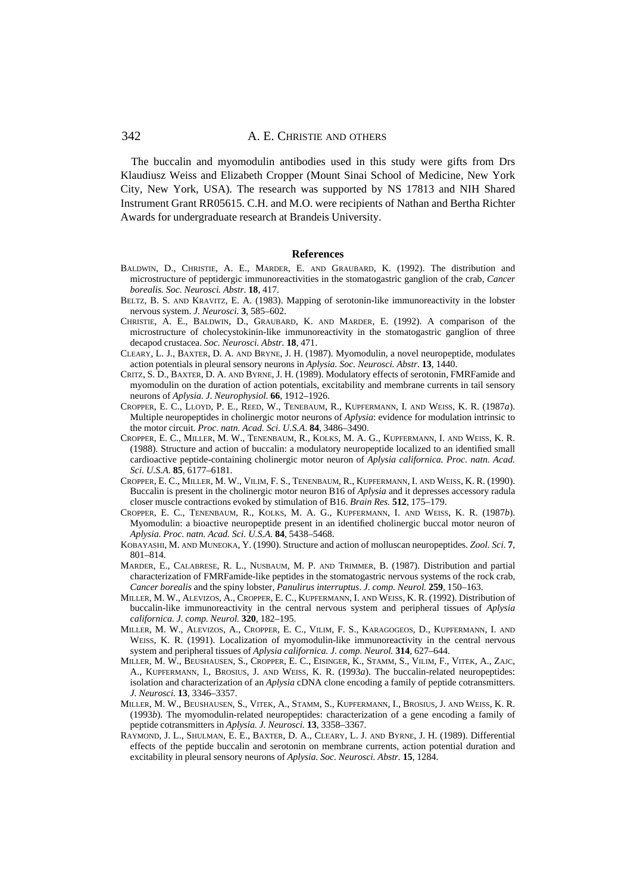The buccalin and myomodulin antibodies used in this study were gifts from Drs Klaudiusz Weiss and Elizabeth Cropper (Mount Sinai School of Medicine, New York City, New York, USA). The research was supported by NS 17813 and NIH Shared Instrument Grant RR05615. C.H. and M.O. were recipients of Nathan and Bertha Richter Awards for undergraduate research at Brandeis University.

## References

BALDWIN, D., CHRISTIE, A. E., MARDER, E. AND GRAUBARD, K. (1992). The distribution and microstructure of peptidergic immunoreactivities in the stomatogastric ganglion of the crab, *Cancer borealis*. *Soc. Neurosci. Abstr.* **18**, 417.

BELTZ, B. S. AND KRAVITZ, E. A. (1983). Mapping of serotonin-like immunoreactivity in the lobster nervous system. *J. Neurosci.* **3**, 585–602.

CHRISTIE, A. E., BALDWIN, D., GRAUBARD, K. AND MARDER, E. (1992). A comparison of the microstructure of cholecystokinin-like immunoreactivity in the stomatogastric ganglion of three decapod crustacea. *Soc. Neurosci. Abstr.* **18**, 471.

CLEARY, L. J., BAXTER, D. A. AND BRYNE, J. H. (1987). Myomodulin, a novel neuropeptide, modulates action potentials in pleural sensory neurons in *Aplysia. Soc. Neurosci. Abstr.* **13**, 1440.

CRITZ, S. D., BAXTER, D. A. AND BYRNE, J. H. (1989). Modulatory effects of serotonin, FMRFamide and myomodulin on the duration of action potentials, excitability and membrane currents in tail sensory neurons of *Aplysia. J. Neurophysiol.* **66**, 1912–1926.

CROPPER, E. C., LLOYD, P. E., REED, W., TENEBAUM, R., KUPFERMANN, I. AND WEISS, K. R. (1987*a*). Multiple neuropeptides in cholinergic motor neurons of *Aplysia*: evidence for modulation intrinsic to the motor circuit. *Proc. natn. Acad. Sci. U.S.A.* **84**, 3486–3490.

CROPPER, E. C., MILLER, M. W., TENENBAUM, R., KOLKS, M. A. G., KUPFERMANN, I. AND WEISS, K. R. (1988). Structure and action of buccalin: a modulatory neuropeptide localized to an identified small cardioactive peptide-containing cholinergic motor neuron of *Aplysia californica. Proc. natn. Acad. Sci. U.S.A.* **85**, 6177–6181.

CROPPER, E. C., MILLER, M. W., VILIM, F. S., TENENBAUM, R., KUPFERMANN, I. AND WEISS, K. R. (1990). Buccalin is present in the cholinergic motor neuron B16 of *Aplysia* and it depresses accessory radula closer muscle contractions evoked by stimulation of B16. *Brain Res.* **512**, 175–179.

CROPPER, E. C., TENENBAUM, R., KOLKS, M. A. G., KUPFERMANN, I. AND WEISS, K. R. (1987*b*). Myomodulin: a bioactive neuropeptide present in an identified cholinergic buccal motor neuron of *Aplysia. Proc. natn. Acad. Sci. U.S.A.* **84**, 5438–5468.

KOBAYASHI, M. AND MUNEOKA, Y. (1990). Structure and action of molluscan neuropeptides. *Zool. Sci.* **7**, 801–814.

MARDER, E., CALABRESE, R. L., NUSBAUM, M. P. AND TRIMMER, B. (1987). Distribution and partial characterization of FMRFamide-like peptides in the stomatogastric nervous systems of the rock crab, *Cancer borealis* and the spiny lobster, *Panulirus interruptus*. *J. comp. Neurol.* **259**, 150–163.

MILLER, M. W., ALEVIZOS, A., CROPPER, E. C., KUPFERMANN, I. AND WEISS, K. R. (1992). Distribution of buccalin-like immunoreactivity in the central nervous system and peripheral tissues of *Aplysia californica. J. comp. Neurol.* **320**, 182–195.

MILLER, M. W., ALEVIZOS, A., CROPPER, E. C., VILIM, F. S., KARAGOGEOS, D., KUPFERMANN, I. AND WEISS, K. R. (1991). Localization of myomodulin-like immunoreactivity in the central nervous system and peripheral tissues of *Aplysia californica. J. comp. Neurol.* **314**, 627–644.

MILLER, M. W., BEUSHAUSEN, S., CROPPER, E. C., EISINGER, K., STAMM, S., VILIM, F., VITEK, A., ZAJC, A., KUPFERMANN, I., BROSIUS, J. AND WEISS, K. R. (1993*a*). The buccalin-related neuropeptides: isolation and characterization of an *Aplysia* cDNA clone encoding a family of peptide cotransmitters. *J. Neurosci.* **13**, 3346–3357.

MILLER, M. W., BEUSHAUSEN, S., VITEK, A., STAMM, S., KUPFERMANN, I., BROSIUS, J. AND WEISS, K. R. (1993*b*). The myomodulin-related neuropeptides: characterization of a gene encoding a family of peptide cotransmitters in *Aplysia. J. Neurosci.* **13**, 3358–3367.

RAYMOND, J. L., SHULMAN, E. E., BAXTER, D. A., CLEARY, L. J. AND BYRNE, J. H. (1989). Differential effects of the peptide buccalin and serotonin on membrane currents, action potential duration and excitability in pleural sensory neurons of *Aplysia. Soc. Neurosci. Abstr.* **15**, 1284.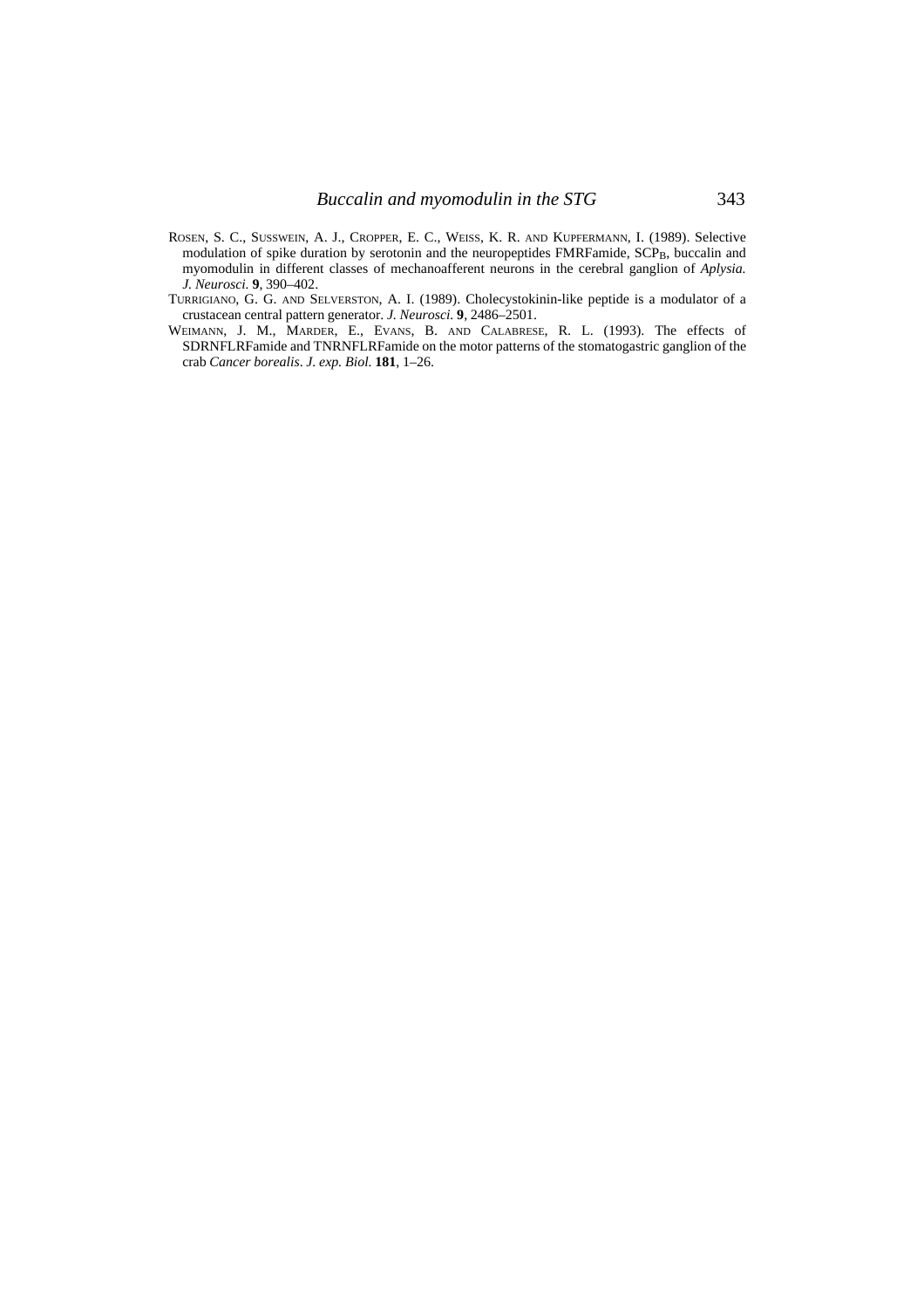ROSEN, S. C., SUSSWEIN, A. J., CROPPER, E. C., WEISS, K. R. AND KUPFERMANN, I. (1989). Selective modulation of spike duration by serotonin and the neuropeptides FMRFamide, $SCP_B$, buccalin and myomodulin in different classes of mechanoafferent neurons in the cerebral ganglion of *Aplysia*. *J. Neurosci.* **9**, 390–402.

TURRIGIANO, G. G. AND SELVERSTON, A. I. (1989). Cholecystokinin-like peptide is a modulator of a crustacean central pattern generator. *J. Neurosci.* **9**, 2486–2501.

WEIMANN, J. M., MARDER, E., EVANS, B. AND CALABRESE, R. L. (1993). The effects of SDRNFLRFamide and TNRNFLRFamide on the motor patterns of the stomatogastric ganglion of the crab *Cancer borealis*. *J. exp. Biol.* **181**, 1–26.